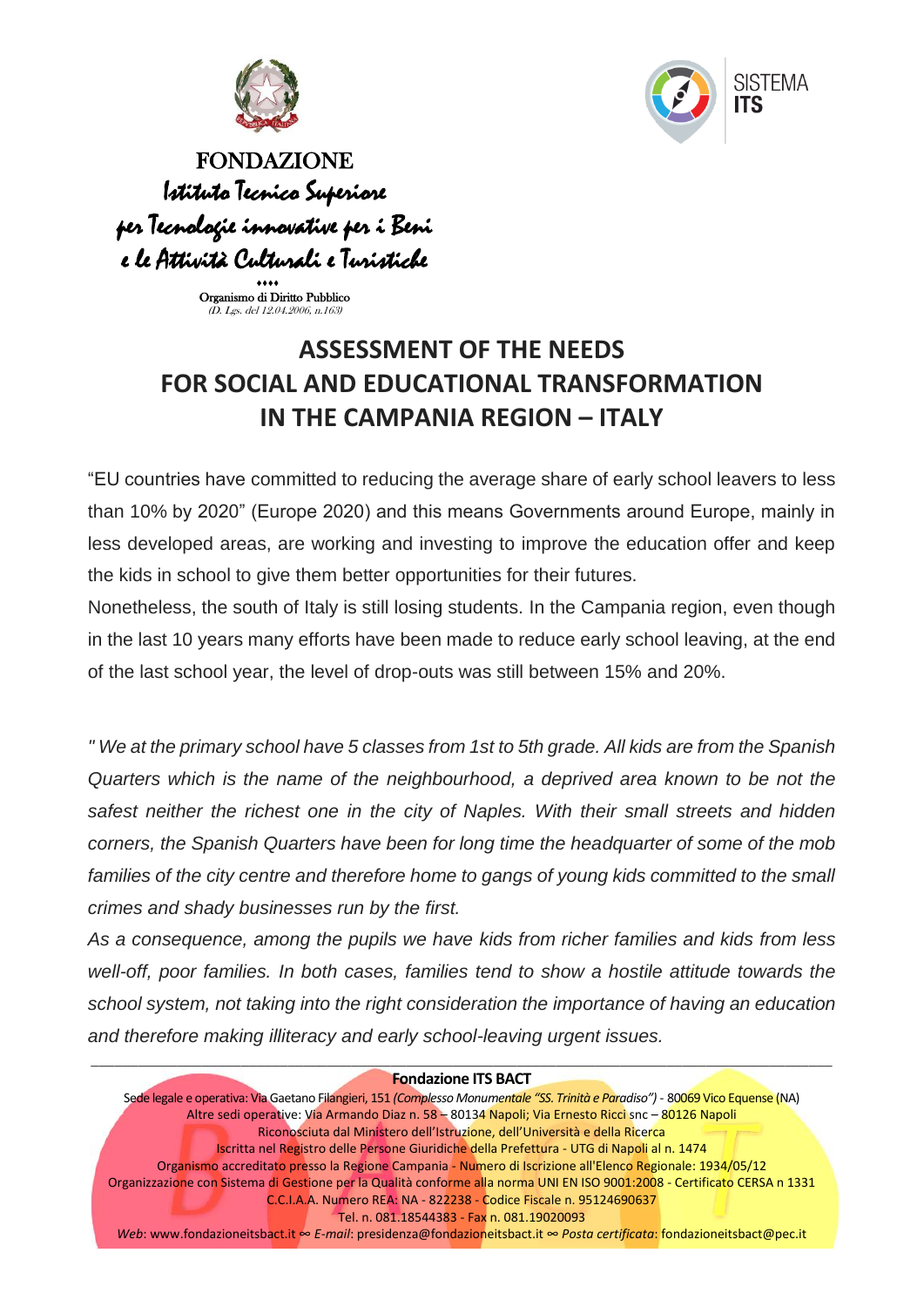FONDAZIONE

*Istituto Tecnico Superiore per Tecnologie innovative per i Beni e le Attività Culturali e Turistiche*

Organismo di Diritto Pubblico
*(D. Lgs. del 12.04.2006, n.163)*

SISTEMA **ITS**

# ASSESSMENT OF THE NEEDS FOR SOCIAL AND EDUCATIONAL TRANSFORMATION IN THE CAMPANIA REGION – ITALY

"EU countries have committed to reducing the average share of early school leavers to less than 10% by 2020" (Europe 2020) and this means Governments around Europe, mainly in less developed areas, are working and investing to improve the education offer and keep the kids in school to give them better opportunities for their futures.

Nonetheless, the south of Italy is still losing students. In the Campania region, even though in the last 10 years many efforts have been made to reduce early school leaving, at the end of the last school year, the level of drop-outs was still between 15% and 20%.

*" We at the primary school have 5 classes from 1st to 5th grade. All kids are from the Spanish Quarters which is the name of the neighbourhood, a deprived area known to be not the safest neither the richest one in the city of Naples. With their small streets and hidden corners, the Spanish Quarters have been for long time the headquarter of some of the mob families of the city centre and therefore home to gangs of young kids committed to the small crimes and shady businesses run by the first.*

*As a consequence, among the pupils we have kids from richer families and kids from less well-off, poor families. In both cases, families tend to show a hostile attitude towards the school system, not taking into the right consideration the importance of having an education and therefore making illiteracy and early school-leaving urgent issues.*

---

**Fondazione ITS BACT**

Sede legale e operativa: Via Gaetano Filangieri, 151 *(Complesso Monumentale "SS. Trinità e Paradiso")* - 80069 Vico Equense (NA)
Altre sedi operative: Via Armando Diaz n. 58 – 80134 Napoli; Via Ernesto Ricci snc – 80126 Napoli
Riconosciuta dal Ministero dell'Istruzione, dell'Università e della Ricerca
Iscritta nel Registro delle Persone Giuridiche della Prefettura - UTG di Napoli al n. 1474
Organismo accreditato presso la Regione Campania - Numero di Iscrizione all'Elenco Regionale: 1934/05/12
Organizzazione con Sistema di Gestione per la Qualità conforme alla norma UNI EN ISO 9001:2008 - Certificato CERSA n 1331
C.C.I.A.A. Numero REA: NA - 822238 - Codice Fiscale n. 95124690637
Tel. n. 081.18544383 - Fax n. 081.19020093
*Web*: www.fondazioneitsbact.it ∞ *E-mail*: presidenza@fondazioneitsbact.it ∞ *Posta certificata*: fondazioneitsbact@pec.it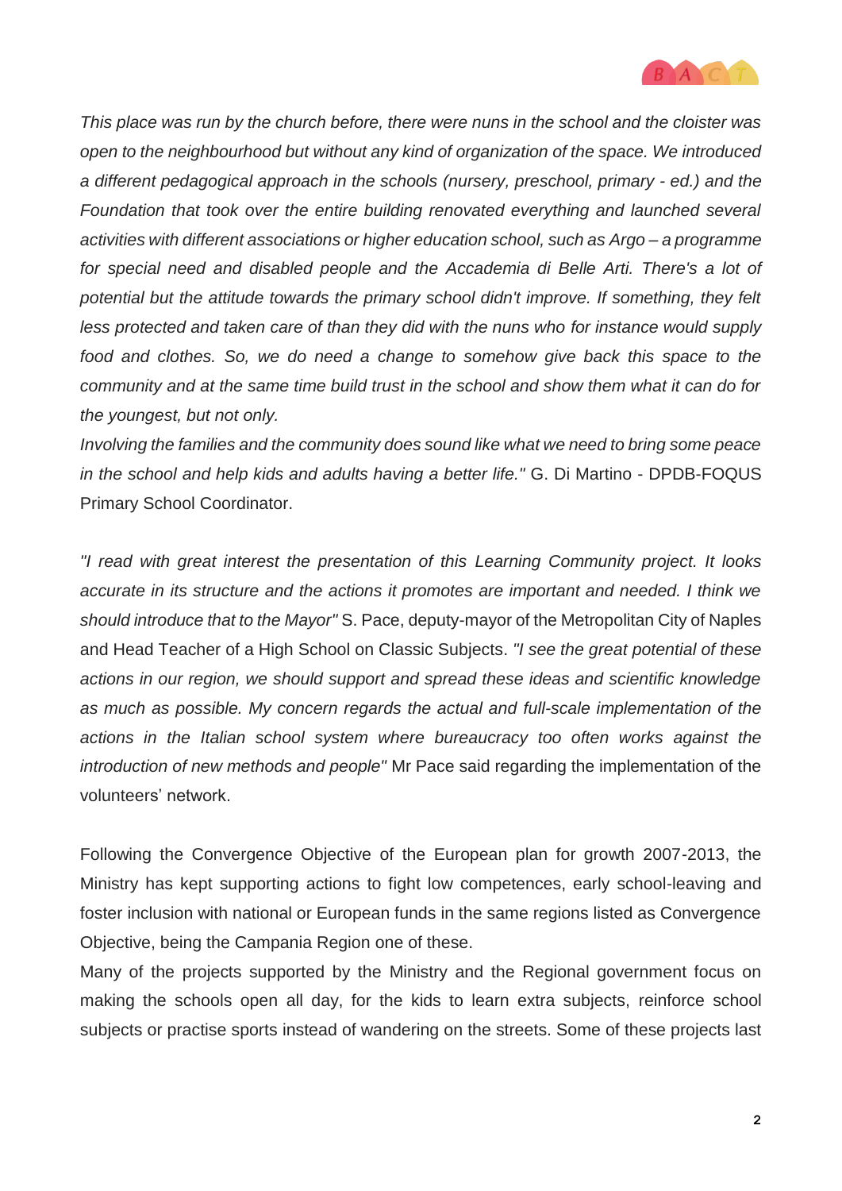*This place was run by the church before, there were nuns in the school and the cloister was open to the neighbourhood but without any kind of organization of the space. We introduced a different pedagogical approach in the schools (nursery, preschool, primary - ed.) and the Foundation that took over the entire building renovated everything and launched several activities with different associations or higher education school, such as Argo – a programme for special need and disabled people and the Accademia di Belle Arti. There's a lot of potential but the attitude towards the primary school didn't improve. If something, they felt less protected and taken care of than they did with the nuns who for instance would supply food and clothes. So, we do need a change to somehow give back this space to the community and at the same time build trust in the school and show them what it can do for the youngest, but not only.*

*Involving the families and the community does sound like what we need to bring some peace in the school and help kids and adults having a better life."* G. Di Martino - DPDB-FOQUS Primary School Coordinator.

*"I read with great interest the presentation of this Learning Community project. It looks accurate in its structure and the actions it promotes are important and needed. I think we should introduce that to the Mayor"* S. Pace, deputy-mayor of the Metropolitan City of Naples and Head Teacher of a High School on Classic Subjects. *"I see the great potential of these actions in our region, we should support and spread these ideas and scientific knowledge as much as possible. My concern regards the actual and full-scale implementation of the actions in the Italian school system where bureaucracy too often works against the introduction of new methods and people"* Mr Pace said regarding the implementation of the volunteers' network.

Following the Convergence Objective of the European plan for growth 2007-2013, the Ministry has kept supporting actions to fight low competences, early school-leaving and foster inclusion with national or European funds in the same regions listed as Convergence Objective, being the Campania Region one of these.

Many of the projects supported by the Ministry and the Regional government focus on making the schools open all day, for the kids to learn extra subjects, reinforce school subjects or practise sports instead of wandering on the streets. Some of these projects last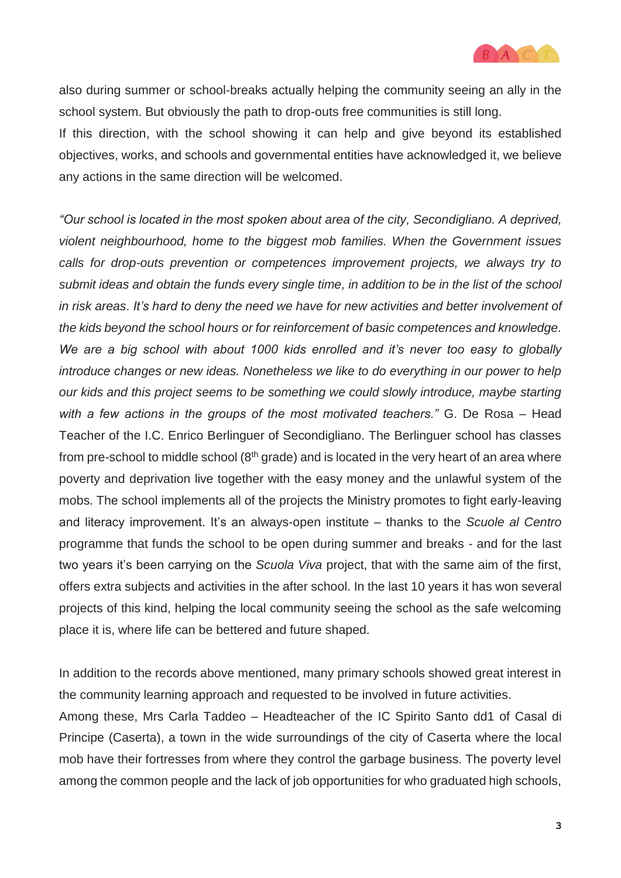also during summer or school-breaks actually helping the community seeing an ally in the school system. But obviously the path to drop-outs free communities is still long.
If this direction, with the school showing it can help and give beyond its established objectives, works, and schools and governmental entities have acknowledged it, we believe any actions in the same direction will be welcomed.

*"Our school is located in the most spoken about area of the city, Secondigliano. A deprived, violent neighbourhood, home to the biggest mob families. When the Government issues calls for drop-outs prevention or competences improvement projects, we always try to submit ideas and obtain the funds every single time, in addition to be in the list of the school in risk areas. It's hard to deny the need we have for new activities and better involvement of the kids beyond the school hours or for reinforcement of basic competences and knowledge. We are a big school with about 1000 kids enrolled and it's never too easy to globally introduce changes or new ideas. Nonetheless we like to do everything in our power to help our kids and this project seems to be something we could slowly introduce, maybe starting with a few actions in the groups of the most motivated teachers."* G. De Rosa – Head Teacher of the I.C. Enrico Berlinguer of Secondigliano. The Berlinguer school has classes from pre-school to middle school (8th grade) and is located in the very heart of an area where poverty and deprivation live together with the easy money and the unlawful system of the mobs. The school implements all of the projects the Ministry promotes to fight early-leaving and literacy improvement. It's an always-open institute – thanks to the *Scuole al Centro* programme that funds the school to be open during summer and breaks - and for the last two years it's been carrying on the *Scuola Viva* project, that with the same aim of the first, offers extra subjects and activities in the after school. In the last 10 years it has won several projects of this kind, helping the local community seeing the school as the safe welcoming place it is, where life can be bettered and future shaped.

In addition to the records above mentioned, many primary schools showed great interest in the community learning approach and requested to be involved in future activities.
Among these, Mrs Carla Taddeo – Headteacher of the IC Spirito Santo dd1 of Casal di Principe (Caserta), a town in the wide surroundings of the city of Caserta where the local mob have their fortresses from where they control the garbage business. The poverty level among the common people and the lack of job opportunities for who graduated high schools,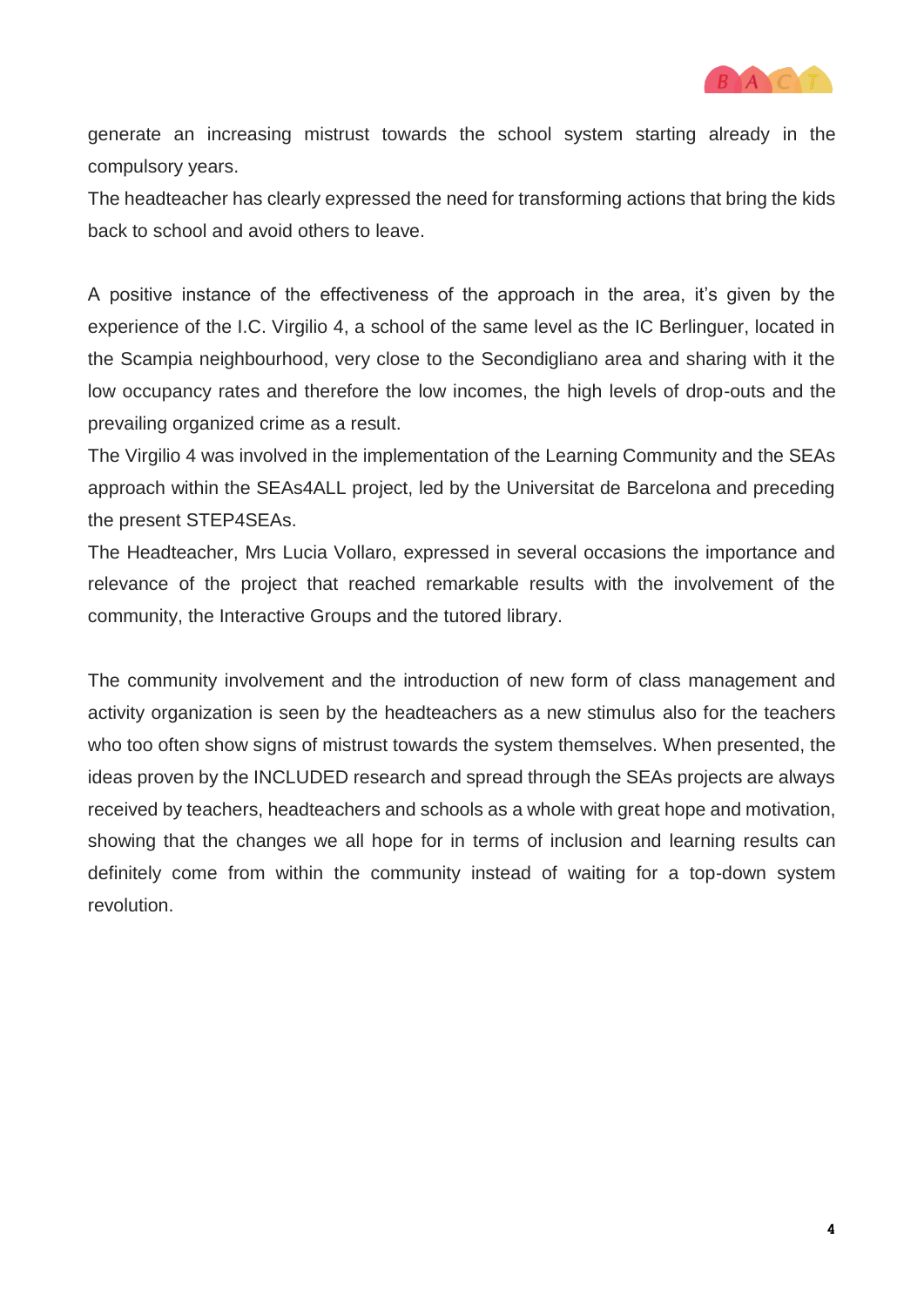generate an increasing mistrust towards the school system starting already in the compulsory years.
The headteacher has clearly expressed the need for transforming actions that bring the kids back to school and avoid others to leave.

A positive instance of the effectiveness of the approach in the area, it's given by the experience of the I.C. Virgilio 4, a school of the same level as the IC Berlinguer, located in the Scampia neighbourhood, very close to the Secondigliano area and sharing with it the low occupancy rates and therefore the low incomes, the high levels of drop-outs and the prevailing organized crime as a result.
The Virgilio 4 was involved in the implementation of the Learning Community and the SEAs approach within the SEAs4ALL project, led by the Universitat de Barcelona and preceding the present STEP4SEAs.
The Headteacher, Mrs Lucia Vollaro, expressed in several occasions the importance and relevance of the project that reached remarkable results with the involvement of the community, the Interactive Groups and the tutored library.

The community involvement and the introduction of new form of class management and activity organization is seen by the headteachers as a new stimulus also for the teachers who too often show signs of mistrust towards the system themselves. When presented, the ideas proven by the INCLUDED research and spread through the SEAs projects are always received by teachers, headteachers and schools as a whole with great hope and motivation, showing that the changes we all hope for in terms of inclusion and learning results can definitely come from within the community instead of waiting for a top-down system revolution.